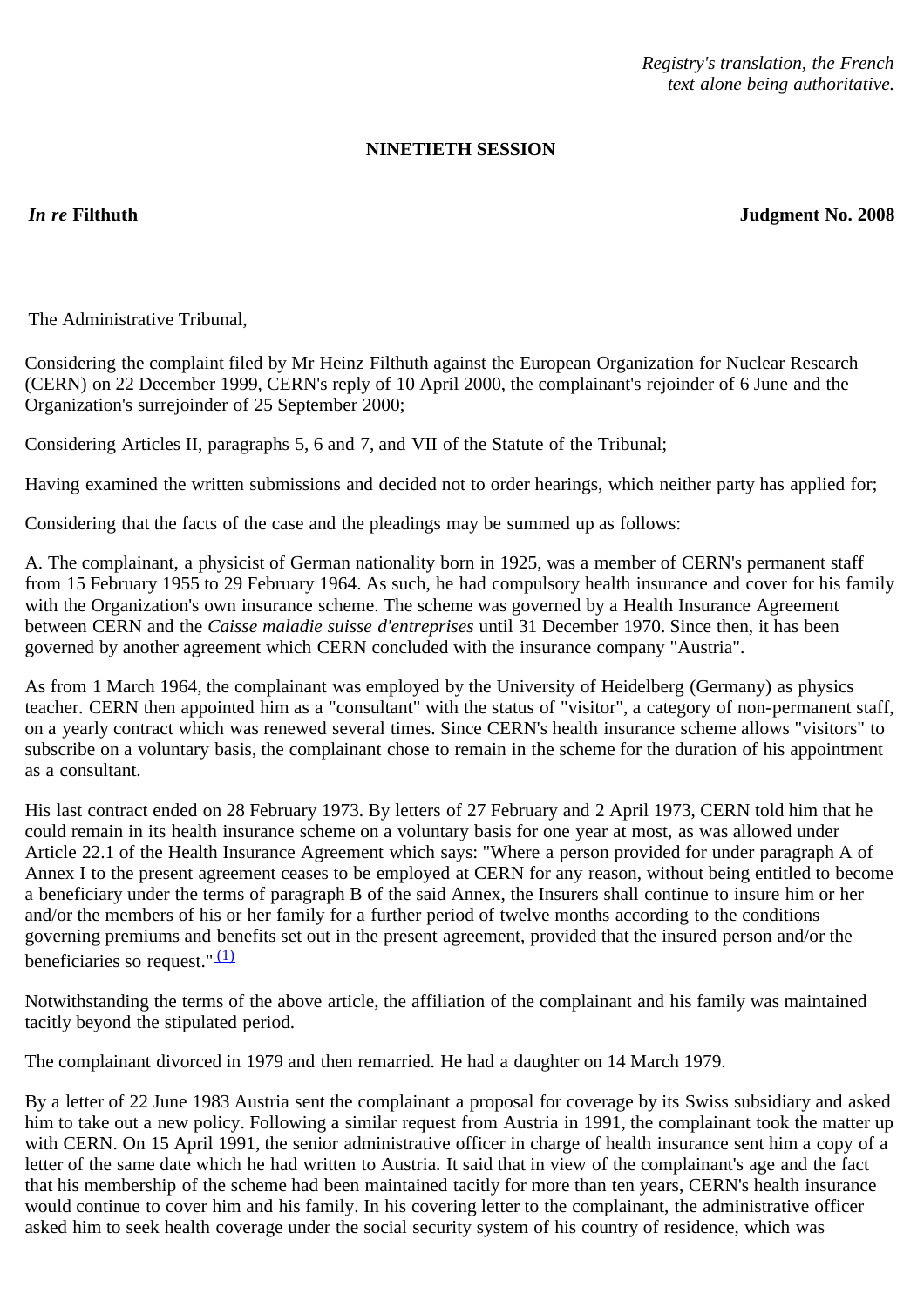*Registry's translation, the French text alone being authoritative.*

**NINETIETH SESSION**

***In re* Filthuth** **Judgment No. 2008**

The Administrative Tribunal,

Considering the complaint filed by Mr Heinz Filthuth against the European Organization for Nuclear Research (CERN) on 22 December 1999, CERN's reply of 10 April 2000, the complainant's rejoinder of 6 June and the Organization's surrejoinder of 25 September 2000;

Considering Articles II, paragraphs 5, 6 and 7, and VII of the Statute of the Tribunal;

Having examined the written submissions and decided not to order hearings, which neither party has applied for;

Considering that the facts of the case and the pleadings may be summed up as follows:

A. The complainant, a physicist of German nationality born in 1925, was a member of CERN's permanent staff from 15 February 1955 to 29 February 1964. As such, he had compulsory health insurance and cover for his family with the Organization's own insurance scheme. The scheme was governed by a Health Insurance Agreement between CERN and the *Caisse maladie suisse d'entreprises* until 31 December 1970. Since then, it has been governed by another agreement which CERN concluded with the insurance company "Austria".

As from 1 March 1964, the complainant was employed by the University of Heidelberg (Germany) as physics teacher. CERN then appointed him as a "consultant" with the status of "visitor", a category of non-permanent staff, on a yearly contract which was renewed several times. Since CERN's health insurance scheme allows "visitors" to subscribe on a voluntary basis, the complainant chose to remain in the scheme for the duration of his appointment as a consultant.

His last contract ended on 28 February 1973. By letters of 27 February and 2 April 1973, CERN told him that he could remain in its health insurance scheme on a voluntary basis for one year at most, as was allowed under Article 22.1 of the Health Insurance Agreement which says: "Where a person provided for under paragraph A of Annex I to the present agreement ceases to be employed at CERN for any reason, without being entitled to become a beneficiary under the terms of paragraph B of the said Annex, the Insurers shall continue to insure him or her and/or the members of his or her family for a further period of twelve months according to the conditions governing premiums and benefits set out in the present agreement, provided that the insured person and/or the beneficiaries so request." (1)

Notwithstanding the terms of the above article, the affiliation of the complainant and his family was maintained tacitly beyond the stipulated period.

The complainant divorced in 1979 and then remarried. He had a daughter on 14 March 1979.

By a letter of 22 June 1983 Austria sent the complainant a proposal for coverage by its Swiss subsidiary and asked him to take out a new policy. Following a similar request from Austria in 1991, the complainant took the matter up with CERN. On 15 April 1991, the senior administrative officer in charge of health insurance sent him a copy of a letter of the same date which he had written to Austria. It said that in view of the complainant's age and the fact that his membership of the scheme had been maintained tacitly for more than ten years, CERN's health insurance would continue to cover him and his family. In his covering letter to the complainant, the administrative officer asked him to seek health coverage under the social security system of his country of residence, which was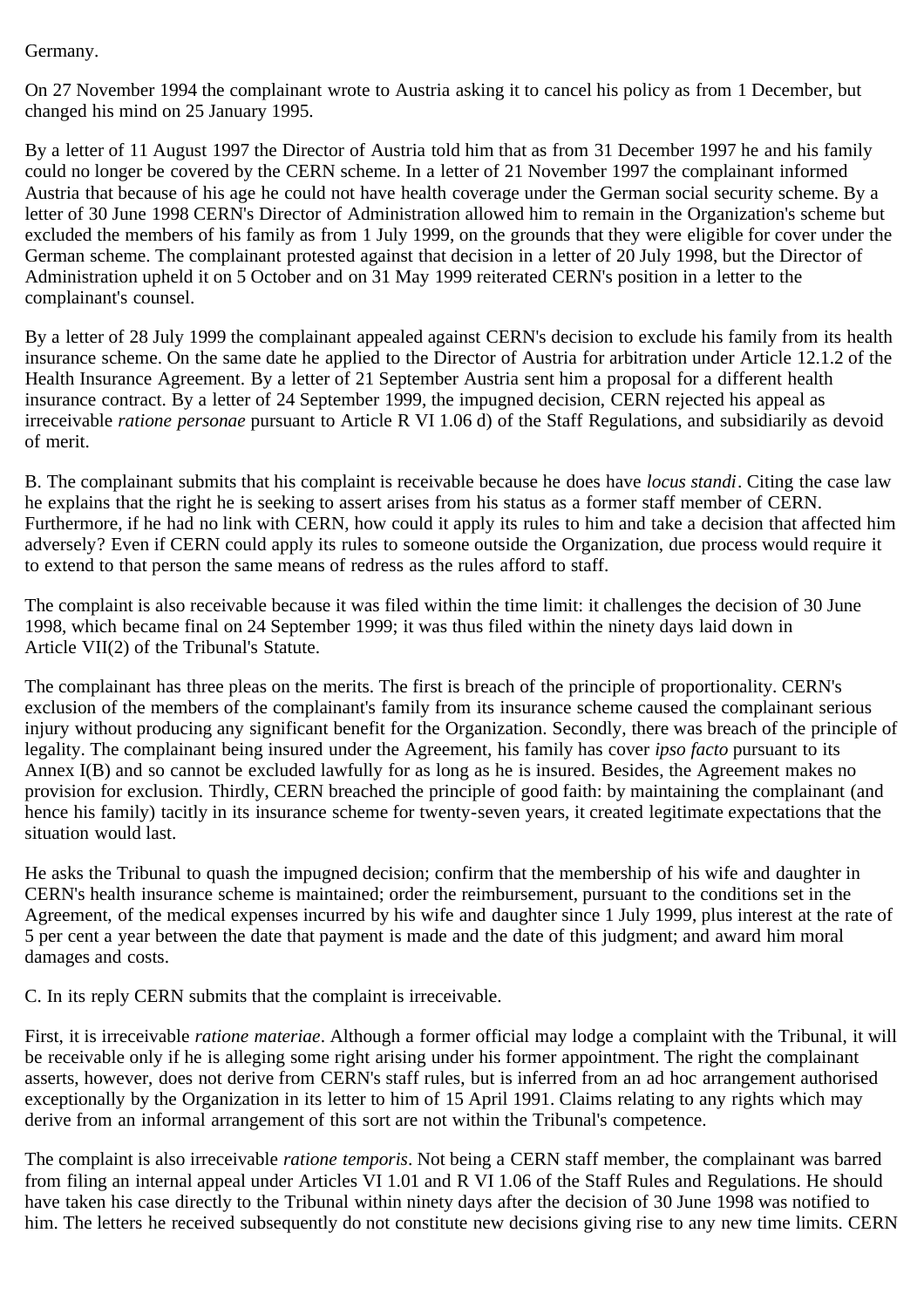Germany.

On 27 November 1994 the complainant wrote to Austria asking it to cancel his policy as from 1 December, but changed his mind on 25 January 1995.

By a letter of 11 August 1997 the Director of Austria told him that as from 31 December 1997 he and his family could no longer be covered by the CERN scheme. In a letter of 21 November 1997 the complainant informed Austria that because of his age he could not have health coverage under the German social security scheme. By a letter of 30 June 1998 CERN's Director of Administration allowed him to remain in the Organization's scheme but excluded the members of his family as from 1 July 1999, on the grounds that they were eligible for cover under the German scheme. The complainant protested against that decision in a letter of 20 July 1998, but the Director of Administration upheld it on 5 October and on 31 May 1999 reiterated CERN's position in a letter to the complainant's counsel.

By a letter of 28 July 1999 the complainant appealed against CERN's decision to exclude his family from its health insurance scheme. On the same date he applied to the Director of Austria for arbitration under Article 12.1.2 of the Health Insurance Agreement. By a letter of 21 September Austria sent him a proposal for a different health insurance contract. By a letter of 24 September 1999, the impugned decision, CERN rejected his appeal as irreceivable *ratione personae* pursuant to Article R VI 1.06 d) of the Staff Regulations, and subsidiarily as devoid of merit.

B. The complainant submits that his complaint is receivable because he does have *locus standi*. Citing the case law he explains that the right he is seeking to assert arises from his status as a former staff member of CERN. Furthermore, if he had no link with CERN, how could it apply its rules to him and take a decision that affected him adversely? Even if CERN could apply its rules to someone outside the Organization, due process would require it to extend to that person the same means of redress as the rules afford to staff.

The complaint is also receivable because it was filed within the time limit: it challenges the decision of 30 June 1998, which became final on 24 September 1999; it was thus filed within the ninety days laid down in Article VII(2) of the Tribunal's Statute.

The complainant has three pleas on the merits. The first is breach of the principle of proportionality. CERN's exclusion of the members of the complainant's family from its insurance scheme caused the complainant serious injury without producing any significant benefit for the Organization. Secondly, there was breach of the principle of legality. The complainant being insured under the Agreement, his family has cover *ipso facto* pursuant to its Annex I(B) and so cannot be excluded lawfully for as long as he is insured. Besides, the Agreement makes no provision for exclusion. Thirdly, CERN breached the principle of good faith: by maintaining the complainant (and hence his family) tacitly in its insurance scheme for twenty-seven years, it created legitimate expectations that the situation would last.

He asks the Tribunal to quash the impugned decision; confirm that the membership of his wife and daughter in CERN's health insurance scheme is maintained; order the reimbursement, pursuant to the conditions set in the Agreement, of the medical expenses incurred by his wife and daughter since 1 July 1999, plus interest at the rate of 5 per cent a year between the date that payment is made and the date of this judgment; and award him moral damages and costs.

C. In its reply CERN submits that the complaint is irreceivable.

First, it is irreceivable *ratione materiae*. Although a former official may lodge a complaint with the Tribunal, it will be receivable only if he is alleging some right arising under his former appointment. The right the complainant asserts, however, does not derive from CERN's staff rules, but is inferred from an ad hoc arrangement authorised exceptionally by the Organization in its letter to him of 15 April 1991. Claims relating to any rights which may derive from an informal arrangement of this sort are not within the Tribunal's competence.

The complaint is also irreceivable *ratione temporis*. Not being a CERN staff member, the complainant was barred from filing an internal appeal under Articles VI 1.01 and R VI 1.06 of the Staff Rules and Regulations. He should have taken his case directly to the Tribunal within ninety days after the decision of 30 June 1998 was notified to him. The letters he received subsequently do not constitute new decisions giving rise to any new time limits. CERN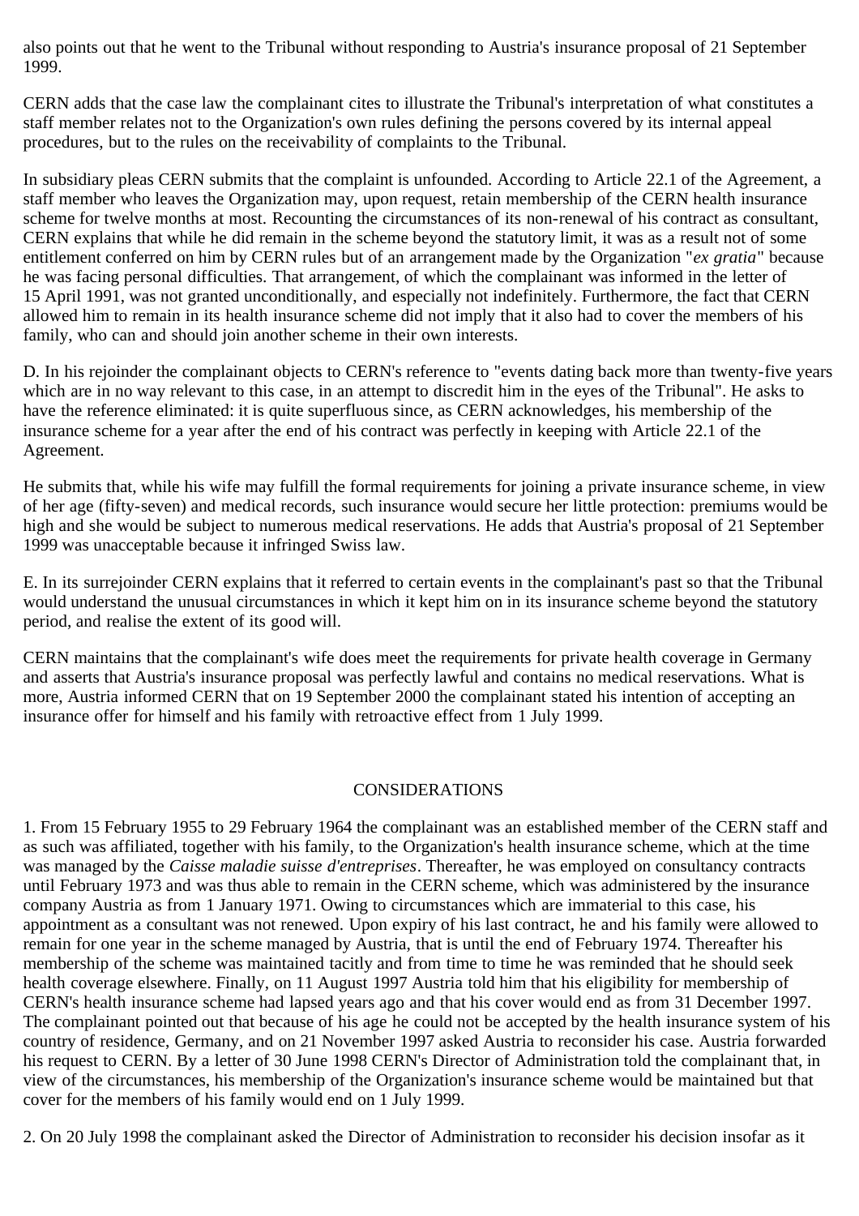also points out that he went to the Tribunal without responding to Austria's insurance proposal of 21 September 1999.

CERN adds that the case law the complainant cites to illustrate the Tribunal's interpretation of what constitutes a staff member relates not to the Organization's own rules defining the persons covered by its internal appeal procedures, but to the rules on the receivability of complaints to the Tribunal.

In subsidiary pleas CERN submits that the complaint is unfounded. According to Article 22.1 of the Agreement, a staff member who leaves the Organization may, upon request, retain membership of the CERN health insurance scheme for twelve months at most. Recounting the circumstances of its non-renewal of his contract as consultant, CERN explains that while he did remain in the scheme beyond the statutory limit, it was as a result not of some entitlement conferred on him by CERN rules but of an arrangement made by the Organization "*ex gratia*" because he was facing personal difficulties. That arrangement, of which the complainant was informed in the letter of 15 April 1991, was not granted unconditionally, and especially not indefinitely. Furthermore, the fact that CERN allowed him to remain in its health insurance scheme did not imply that it also had to cover the members of his family, who can and should join another scheme in their own interests.

D. In his rejoinder the complainant objects to CERN's reference to "events dating back more than twenty-five years which are in no way relevant to this case, in an attempt to discredit him in the eyes of the Tribunal". He asks to have the reference eliminated: it is quite superfluous since, as CERN acknowledges, his membership of the insurance scheme for a year after the end of his contract was perfectly in keeping with Article 22.1 of the Agreement.

He submits that, while his wife may fulfill the formal requirements for joining a private insurance scheme, in view of her age (fifty-seven) and medical records, such insurance would secure her little protection: premiums would be high and she would be subject to numerous medical reservations. He adds that Austria's proposal of 21 September 1999 was unacceptable because it infringed Swiss law.

E. In its surrejoinder CERN explains that it referred to certain events in the complainant's past so that the Tribunal would understand the unusual circumstances in which it kept him on in its insurance scheme beyond the statutory period, and realise the extent of its good will.

CERN maintains that the complainant's wife does meet the requirements for private health coverage in Germany and asserts that Austria's insurance proposal was perfectly lawful and contains no medical reservations. What is more, Austria informed CERN that on 19 September 2000 the complainant stated his intention of accepting an insurance offer for himself and his family with retroactive effect from 1 July 1999.

## CONSIDERATIONS

1. From 15 February 1955 to 29 February 1964 the complainant was an established member of the CERN staff and as such was affiliated, together with his family, to the Organization's health insurance scheme, which at the time was managed by the *Caisse maladie suisse d'entreprises*. Thereafter, he was employed on consultancy contracts until February 1973 and was thus able to remain in the CERN scheme, which was administered by the insurance company Austria as from 1 January 1971. Owing to circumstances which are immaterial to this case, his appointment as a consultant was not renewed. Upon expiry of his last contract, he and his family were allowed to remain for one year in the scheme managed by Austria, that is until the end of February 1974. Thereafter his membership of the scheme was maintained tacitly and from time to time he was reminded that he should seek health coverage elsewhere. Finally, on 11 August 1997 Austria told him that his eligibility for membership of CERN's health insurance scheme had lapsed years ago and that his cover would end as from 31 December 1997. The complainant pointed out that because of his age he could not be accepted by the health insurance system of his country of residence, Germany, and on 21 November 1997 asked Austria to reconsider his case. Austria forwarded his request to CERN. By a letter of 30 June 1998 CERN's Director of Administration told the complainant that, in view of the circumstances, his membership of the Organization's insurance scheme would be maintained but that cover for the members of his family would end on 1 July 1999.

2. On 20 July 1998 the complainant asked the Director of Administration to reconsider his decision insofar as it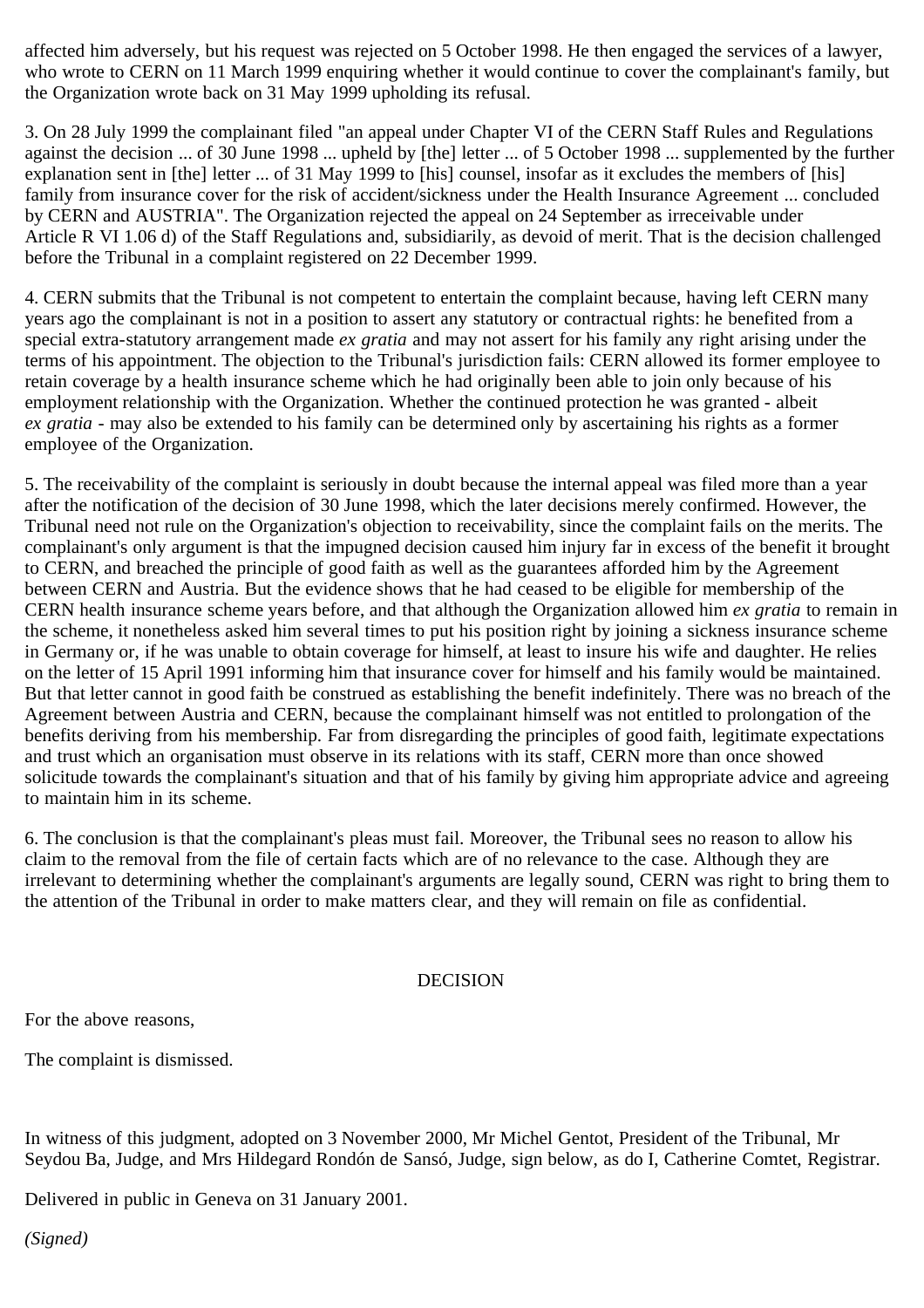affected him adversely, but his request was rejected on 5 October 1998. He then engaged the services of a lawyer, who wrote to CERN on 11 March 1999 enquiring whether it would continue to cover the complainant's family, but the Organization wrote back on 31 May 1999 upholding its refusal.

3. On 28 July 1999 the complainant filed "an appeal under Chapter VI of the CERN Staff Rules and Regulations against the decision ... of 30 June 1998 ... upheld by [the] letter ... of 5 October 1998 ... supplemented by the further explanation sent in [the] letter ... of 31 May 1999 to [his] counsel, insofar as it excludes the members of [his] family from insurance cover for the risk of accident/sickness under the Health Insurance Agreement ... concluded by CERN and AUSTRIA". The Organization rejected the appeal on 24 September as irreceivable under Article R VI 1.06 d) of the Staff Regulations and, subsidiarily, as devoid of merit. That is the decision challenged before the Tribunal in a complaint registered on 22 December 1999.

4. CERN submits that the Tribunal is not competent to entertain the complaint because, having left CERN many years ago the complainant is not in a position to assert any statutory or contractual rights: he benefited from a special extra-statutory arrangement made *ex gratia* and may not assert for his family any right arising under the terms of his appointment. The objection to the Tribunal's jurisdiction fails: CERN allowed its former employee to retain coverage by a health insurance scheme which he had originally been able to join only because of his employment relationship with the Organization. Whether the continued protection he was granted - albeit *ex gratia* - may also be extended to his family can be determined only by ascertaining his rights as a former employee of the Organization.

5. The receivability of the complaint is seriously in doubt because the internal appeal was filed more than a year after the notification of the decision of 30 June 1998, which the later decisions merely confirmed. However, the Tribunal need not rule on the Organization's objection to receivability, since the complaint fails on the merits. The complainant's only argument is that the impugned decision caused him injury far in excess of the benefit it brought to CERN, and breached the principle of good faith as well as the guarantees afforded him by the Agreement between CERN and Austria. But the evidence shows that he had ceased to be eligible for membership of the CERN health insurance scheme years before, and that although the Organization allowed him *ex gratia* to remain in the scheme, it nonetheless asked him several times to put his position right by joining a sickness insurance scheme in Germany or, if he was unable to obtain coverage for himself, at least to insure his wife and daughter. He relies on the letter of 15 April 1991 informing him that insurance cover for himself and his family would be maintained. But that letter cannot in good faith be construed as establishing the benefit indefinitely. There was no breach of the Agreement between Austria and CERN, because the complainant himself was not entitled to prolongation of the benefits deriving from his membership. Far from disregarding the principles of good faith, legitimate expectations and trust which an organisation must observe in its relations with its staff, CERN more than once showed solicitude towards the complainant's situation and that of his family by giving him appropriate advice and agreeing to maintain him in its scheme.

6. The conclusion is that the complainant's pleas must fail. Moreover, the Tribunal sees no reason to allow his claim to the removal from the file of certain facts which are of no relevance to the case. Although they are irrelevant to determining whether the complainant's arguments are legally sound, CERN was right to bring them to the attention of the Tribunal in order to make matters clear, and they will remain on file as confidential.

## DECISION

For the above reasons,

The complaint is dismissed.

In witness of this judgment, adopted on 3 November 2000, Mr Michel Gentot, President of the Tribunal, Mr Seydou Ba, Judge, and Mrs Hildegard Rondón de Sansó, Judge, sign below, as do I, Catherine Comtet, Registrar.

Delivered in public in Geneva on 31 January 2001.

*(Signed)*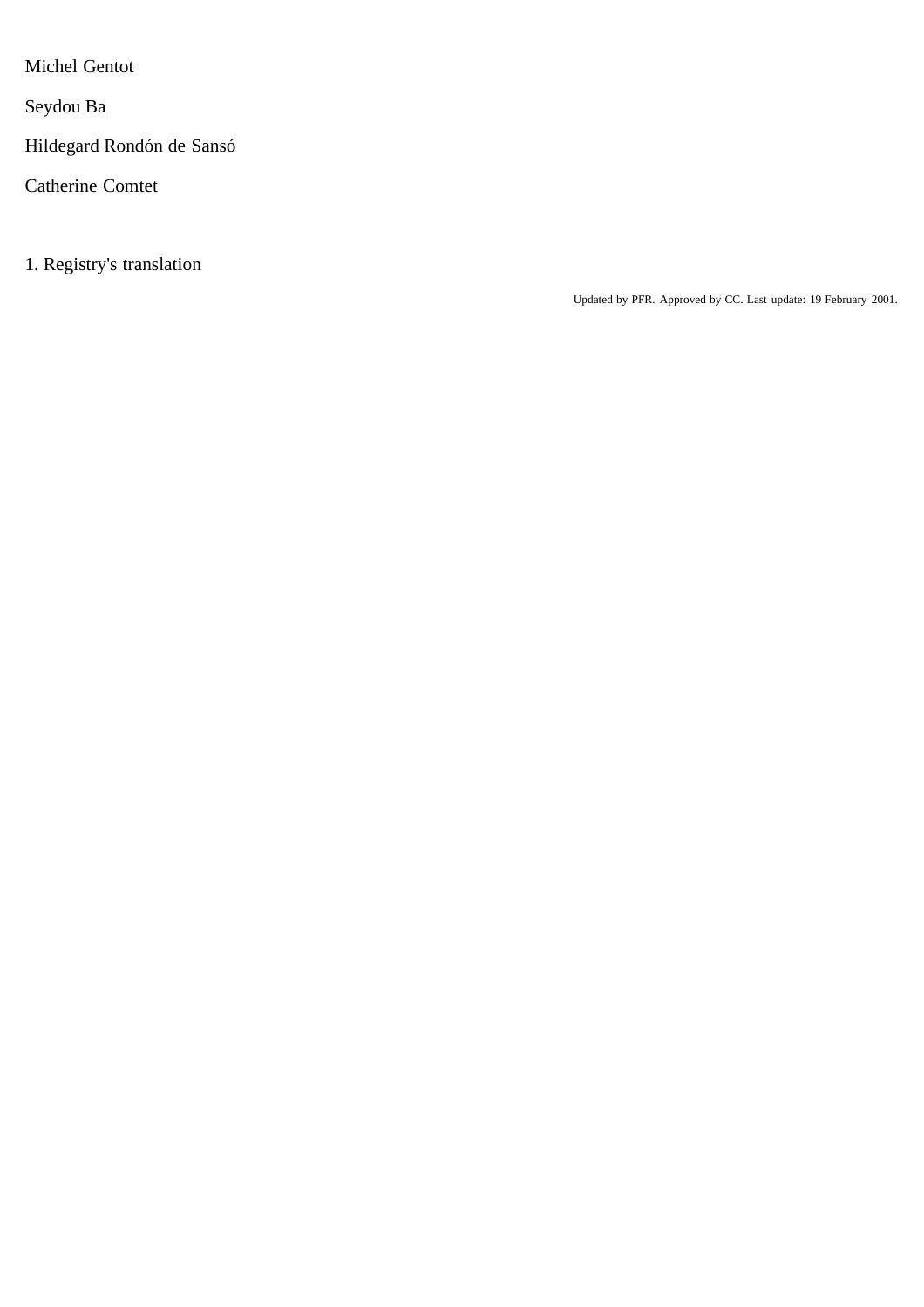Michel Gentot

Seydou Ba

Hildegard Rondón de Sansó

Catherine Comtet

1. Registry's translation

Updated by PFR. Approved by CC. Last update: 19 February 2001.